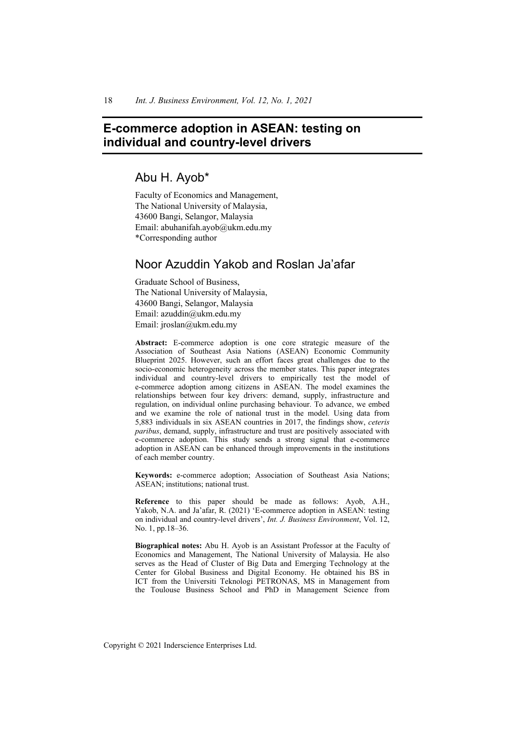# E-commerce adoption in ASEAN: testing on individual and country-level drivers

## Abu H. Ayob*

Faculty of Economics and Management,
The National University of Malaysia,
43600 Bangi, Selangor, Malaysia
Email: abuhanifah.ayob@ukm.edu.my
*Corresponding author

## Noor Azuddin Yakob and Roslan Ja'afar

Graduate School of Business,
The National University of Malaysia,
43600 Bangi, Selangor, Malaysia
Email: azuddin@ukm.edu.my
Email: jroslan@ukm.edu.my

**Abstract:** E-commerce adoption is one core strategic measure of the Association of Southeast Asia Nations (ASEAN) Economic Community Blueprint 2025. However, such an effort faces great challenges due to the socio-economic heterogeneity across the member states. This paper integrates individual and country-level drivers to empirically test the model of e-commerce adoption among citizens in ASEAN. The model examines the relationships between four key drivers: demand, supply, infrastructure and regulation, on individual online purchasing behaviour. To advance, we embed and we examine the role of national trust in the model. Using data from 5,883 individuals in six ASEAN countries in 2017, the findings show, *ceteris paribus*, demand, supply, infrastructure and trust are positively associated with e-commerce adoption. This study sends a strong signal that e-commerce adoption in ASEAN can be enhanced through improvements in the institutions of each member country.

**Keywords:** e-commerce adoption; Association of Southeast Asia Nations; ASEAN; institutions; national trust.

**Reference** to this paper should be made as follows: Ayob, A.H., Yakob, N.A. and Ja'afar, R. (2021) 'E-commerce adoption in ASEAN: testing on individual and country-level drivers', *Int. J. Business Environment*, Vol. 12, No. 1, pp.18–36.

**Biographical notes:** Abu H. Ayob is an Assistant Professor at the Faculty of Economics and Management, The National University of Malaysia. He also serves as the Head of Cluster of Big Data and Emerging Technology at the Center for Global Business and Digital Economy. He obtained his BS in ICT from the Universiti Teknologi PETRONAS, MS in Management from the Toulouse Business School and PhD in Management Science from

Copyright © 2021 Inderscience Enterprises Ltd.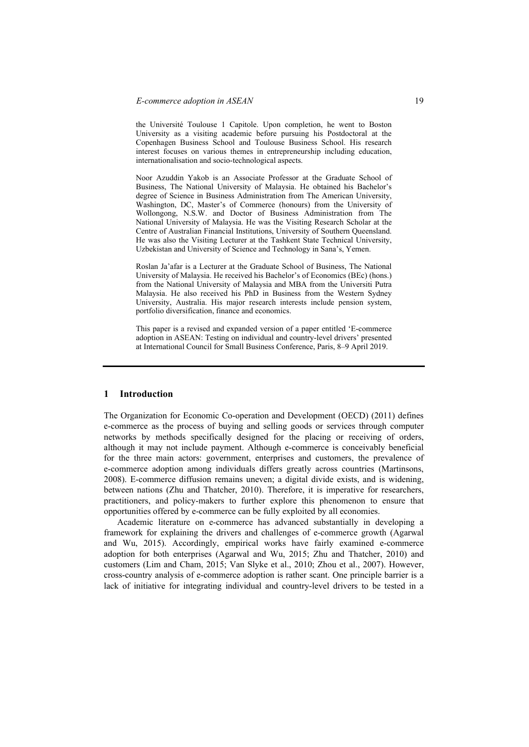the Université Toulouse 1 Capitole. Upon completion, he went to Boston University as a visiting academic before pursuing his Postdoctoral at the Copenhagen Business School and Toulouse Business School. His research interest focuses on various themes in entrepreneurship including education, internationalisation and socio-technological aspects.

Noor Azuddin Yakob is an Associate Professor at the Graduate School of Business, The National University of Malaysia. He obtained his Bachelor's degree of Science in Business Administration from The American University, Washington, DC, Master's of Commerce (honours) from the University of Wollongong, N.S.W. and Doctor of Business Administration from The National University of Malaysia. He was the Visiting Research Scholar at the Centre of Australian Financial Institutions, University of Southern Queensland. He was also the Visiting Lecturer at the Tashkent State Technical University, Uzbekistan and University of Science and Technology in Sana's, Yemen.

Roslan Ja'afar is a Lecturer at the Graduate School of Business, The National University of Malaysia. He received his Bachelor's of Economics (BEc) (hons.) from the National University of Malaysia and MBA from the Universiti Putra Malaysia. He also received his PhD in Business from the Western Sydney University, Australia. His major research interests include pension system, portfolio diversification, finance and economics.

This paper is a revised and expanded version of a paper entitled 'E-commerce adoption in ASEAN: Testing on individual and country-level drivers' presented at International Council for Small Business Conference, Paris, 8–9 April 2019.

## 1 Introduction

The Organization for Economic Co-operation and Development (OECD) (2011) defines e-commerce as the process of buying and selling goods or services through computer networks by methods specifically designed for the placing or receiving of orders, although it may not include payment. Although e-commerce is conceivably beneficial for the three main actors: government, enterprises and customers, the prevalence of e-commerce adoption among individuals differs greatly across countries (Martinsons, 2008). E-commerce diffusion remains uneven; a digital divide exists, and is widening, between nations (Zhu and Thatcher, 2010). Therefore, it is imperative for researchers, practitioners, and policy-makers to further explore this phenomenon to ensure that opportunities offered by e-commerce can be fully exploited by all economies.

Academic literature on e-commerce has advanced substantially in developing a framework for explaining the drivers and challenges of e-commerce growth (Agarwal and Wu, 2015). Accordingly, empirical works have fairly examined e-commerce adoption for both enterprises (Agarwal and Wu, 2015; Zhu and Thatcher, 2010) and customers (Lim and Cham, 2015; Van Slyke et al., 2010; Zhou et al., 2007). However, cross-country analysis of e-commerce adoption is rather scant. One principle barrier is a lack of initiative for integrating individual and country-level drivers to be tested in a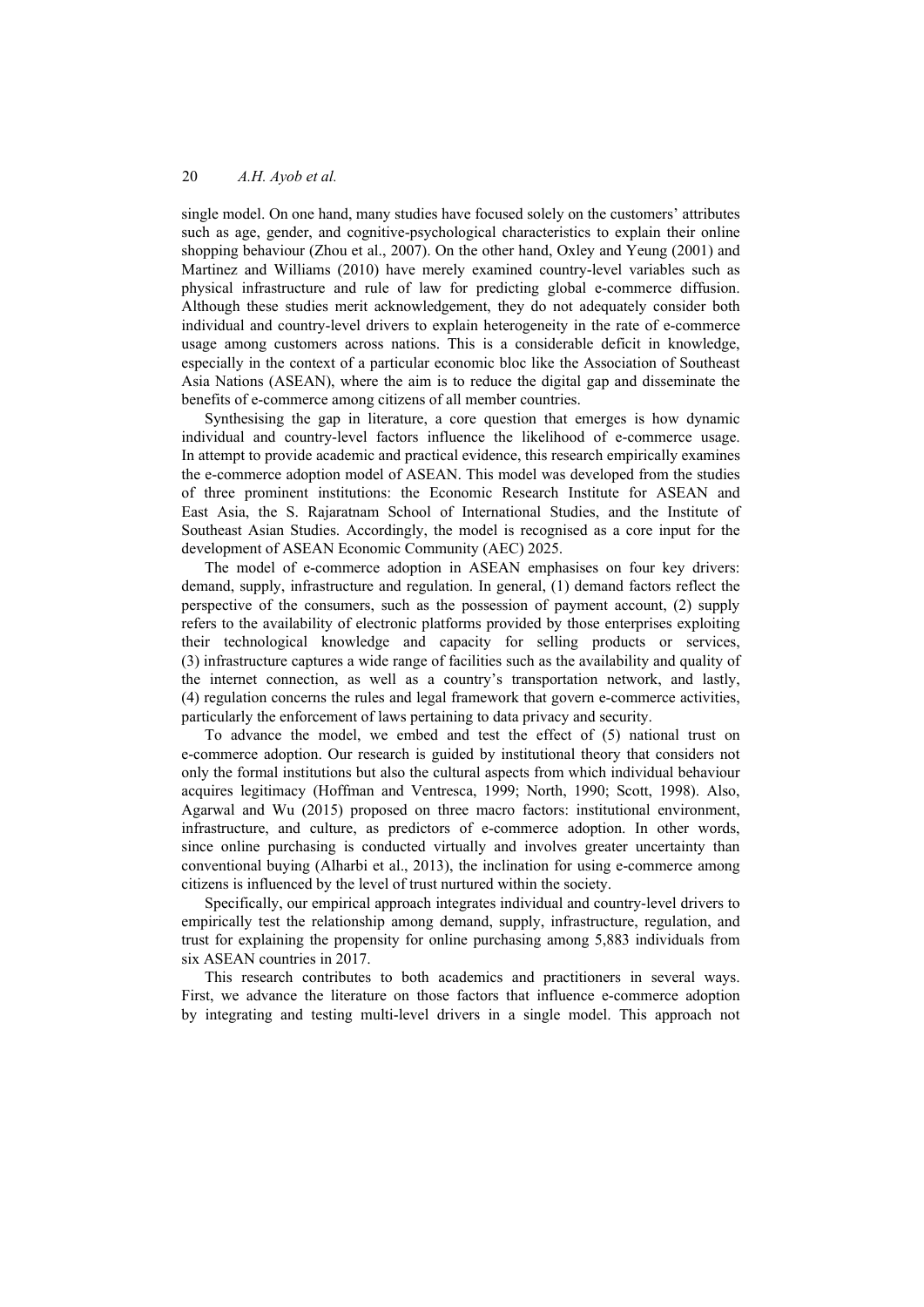single model. On one hand, many studies have focused solely on the customers' attributes such as age, gender, and cognitive-psychological characteristics to explain their online shopping behaviour (Zhou et al., 2007). On the other hand, Oxley and Yeung (2001) and Martinez and Williams (2010) have merely examined country-level variables such as physical infrastructure and rule of law for predicting global e-commerce diffusion. Although these studies merit acknowledgement, they do not adequately consider both individual and country-level drivers to explain heterogeneity in the rate of e-commerce usage among customers across nations. This is a considerable deficit in knowledge, especially in the context of a particular economic bloc like the Association of Southeast Asia Nations (ASEAN), where the aim is to reduce the digital gap and disseminate the benefits of e-commerce among citizens of all member countries.

Synthesising the gap in literature, a core question that emerges is how dynamic individual and country-level factors influence the likelihood of e-commerce usage. In attempt to provide academic and practical evidence, this research empirically examines the e-commerce adoption model of ASEAN. This model was developed from the studies of three prominent institutions: the Economic Research Institute for ASEAN and East Asia, the S. Rajaratnam School of International Studies, and the Institute of Southeast Asian Studies. Accordingly, the model is recognised as a core input for the development of ASEAN Economic Community (AEC) 2025.

The model of e-commerce adoption in ASEAN emphasises on four key drivers: demand, supply, infrastructure and regulation. In general, (1) demand factors reflect the perspective of the consumers, such as the possession of payment account, (2) supply refers to the availability of electronic platforms provided by those enterprises exploiting their technological knowledge and capacity for selling products or services, (3) infrastructure captures a wide range of facilities such as the availability and quality of the internet connection, as well as a country's transportation network, and lastly, (4) regulation concerns the rules and legal framework that govern e-commerce activities, particularly the enforcement of laws pertaining to data privacy and security.

To advance the model, we embed and test the effect of (5) national trust on e-commerce adoption. Our research is guided by institutional theory that considers not only the formal institutions but also the cultural aspects from which individual behaviour acquires legitimacy (Hoffman and Ventresca, 1999; North, 1990; Scott, 1998). Also, Agarwal and Wu (2015) proposed on three macro factors: institutional environment, infrastructure, and culture, as predictors of e-commerce adoption. In other words, since online purchasing is conducted virtually and involves greater uncertainty than conventional buying (Alharbi et al., 2013), the inclination for using e-commerce among citizens is influenced by the level of trust nurtured within the society.

Specifically, our empirical approach integrates individual and country-level drivers to empirically test the relationship among demand, supply, infrastructure, regulation, and trust for explaining the propensity for online purchasing among 5,883 individuals from six ASEAN countries in 2017.

This research contributes to both academics and practitioners in several ways. First, we advance the literature on those factors that influence e-commerce adoption by integrating and testing multi-level drivers in a single model. This approach not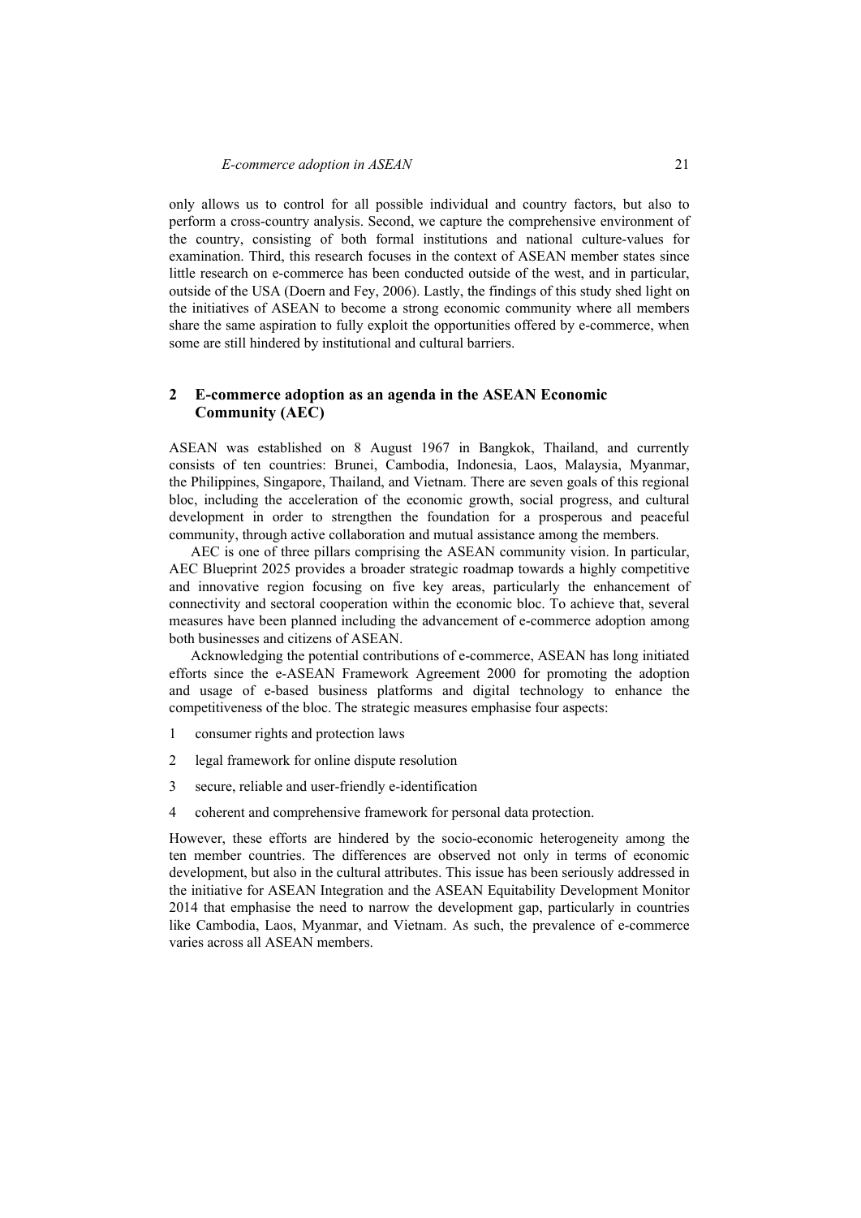only allows us to control for all possible individual and country factors, but also to perform a cross-country analysis. Second, we capture the comprehensive environment of the country, consisting of both formal institutions and national culture-values for examination. Third, this research focuses in the context of ASEAN member states since little research on e-commerce has been conducted outside of the west, and in particular, outside of the USA (Doern and Fey, 2006). Lastly, the findings of this study shed light on the initiatives of ASEAN to become a strong economic community where all members share the same aspiration to fully exploit the opportunities offered by e-commerce, when some are still hindered by institutional and cultural barriers.

## 2 E-commerce adoption as an agenda in the ASEAN Economic Community (AEC)

ASEAN was established on 8 August 1967 in Bangkok, Thailand, and currently consists of ten countries: Brunei, Cambodia, Indonesia, Laos, Malaysia, Myanmar, the Philippines, Singapore, Thailand, and Vietnam. There are seven goals of this regional bloc, including the acceleration of the economic growth, social progress, and cultural development in order to strengthen the foundation for a prosperous and peaceful community, through active collaboration and mutual assistance among the members.

AEC is one of three pillars comprising the ASEAN community vision. In particular, AEC Blueprint 2025 provides a broader strategic roadmap towards a highly competitive and innovative region focusing on five key areas, particularly the enhancement of connectivity and sectoral cooperation within the economic bloc. To achieve that, several measures have been planned including the advancement of e-commerce adoption among both businesses and citizens of ASEAN.

Acknowledging the potential contributions of e-commerce, ASEAN has long initiated efforts since the e-ASEAN Framework Agreement 2000 for promoting the adoption and usage of e-based business platforms and digital technology to enhance the competitiveness of the bloc. The strategic measures emphasise four aspects:

1 consumer rights and protection laws

2 legal framework for online dispute resolution

3 secure, reliable and user-friendly e-identification

4 coherent and comprehensive framework for personal data protection.

However, these efforts are hindered by the socio-economic heterogeneity among the ten member countries. The differences are observed not only in terms of economic development, but also in the cultural attributes. This issue has been seriously addressed in the initiative for ASEAN Integration and the ASEAN Equitability Development Monitor 2014 that emphasise the need to narrow the development gap, particularly in countries like Cambodia, Laos, Myanmar, and Vietnam. As such, the prevalence of e-commerce varies across all ASEAN members.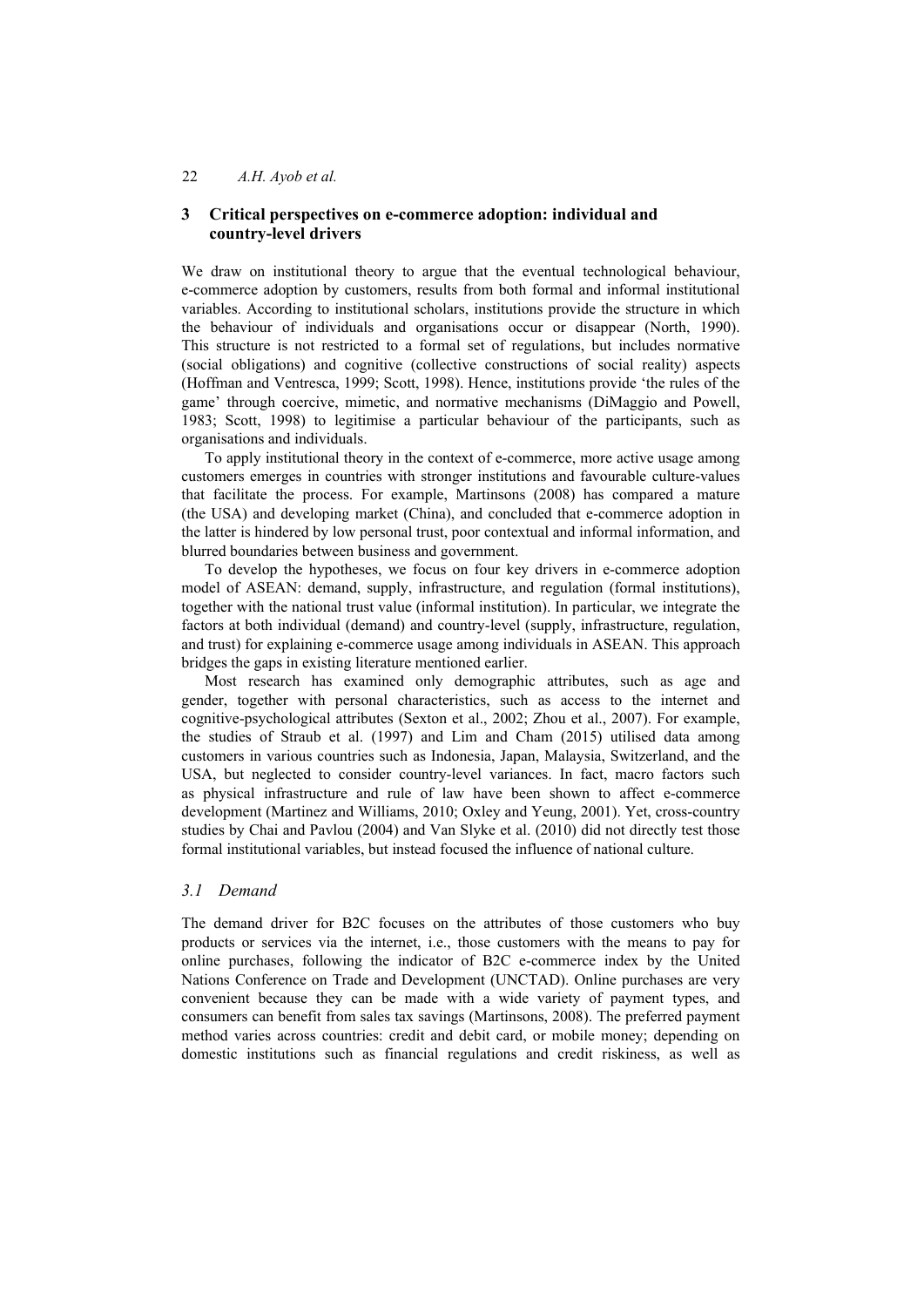## 3 Critical perspectives on e-commerce adoption: individual and country-level drivers

We draw on institutional theory to argue that the eventual technological behaviour, e-commerce adoption by customers, results from both formal and informal institutional variables. According to institutional scholars, institutions provide the structure in which the behaviour of individuals and organisations occur or disappear (North, 1990). This structure is not restricted to a formal set of regulations, but includes normative (social obligations) and cognitive (collective constructions of social reality) aspects (Hoffman and Ventresca, 1999; Scott, 1998). Hence, institutions provide 'the rules of the game' through coercive, mimetic, and normative mechanisms (DiMaggio and Powell, 1983; Scott, 1998) to legitimise a particular behaviour of the participants, such as organisations and individuals.

To apply institutional theory in the context of e-commerce, more active usage among customers emerges in countries with stronger institutions and favourable culture-values that facilitate the process. For example, Martinsons (2008) has compared a mature (the USA) and developing market (China), and concluded that e-commerce adoption in the latter is hindered by low personal trust, poor contextual and informal information, and blurred boundaries between business and government.

To develop the hypotheses, we focus on four key drivers in e-commerce adoption model of ASEAN: demand, supply, infrastructure, and regulation (formal institutions), together with the national trust value (informal institution). In particular, we integrate the factors at both individual (demand) and country-level (supply, infrastructure, regulation, and trust) for explaining e-commerce usage among individuals in ASEAN. This approach bridges the gaps in existing literature mentioned earlier.

Most research has examined only demographic attributes, such as age and gender, together with personal characteristics, such as access to the internet and cognitive-psychological attributes (Sexton et al., 2002; Zhou et al., 2007). For example, the studies of Straub et al. (1997) and Lim and Cham (2015) utilised data among customers in various countries such as Indonesia, Japan, Malaysia, Switzerland, and the USA, but neglected to consider country-level variances. In fact, macro factors such as physical infrastructure and rule of law have been shown to affect e-commerce development (Martinez and Williams, 2010; Oxley and Yeung, 2001). Yet, cross-country studies by Chai and Pavlou (2004) and Van Slyke et al. (2010) did not directly test those formal institutional variables, but instead focused the influence of national culture.

### *3.1 Demand*

The demand driver for B2C focuses on the attributes of those customers who buy products or services via the internet, i.e., those customers with the means to pay for online purchases, following the indicator of B2C e-commerce index by the United Nations Conference on Trade and Development (UNCTAD). Online purchases are very convenient because they can be made with a wide variety of payment types, and consumers can benefit from sales tax savings (Martinsons, 2008). The preferred payment method varies across countries: credit and debit card, or mobile money; depending on domestic institutions such as financial regulations and credit riskiness, as well as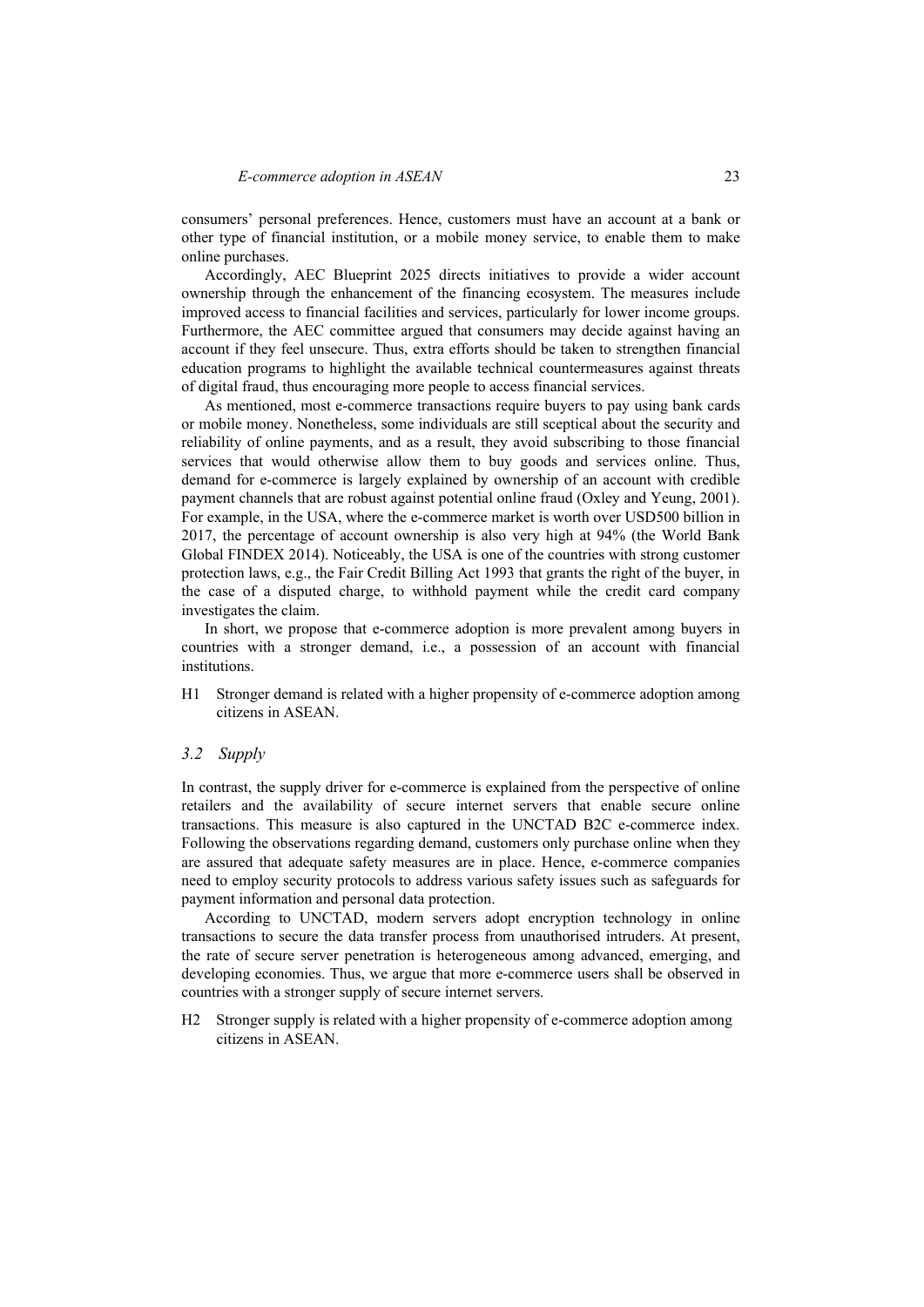consumers' personal preferences. Hence, customers must have an account at a bank or other type of financial institution, or a mobile money service, to enable them to make online purchases.

Accordingly, AEC Blueprint 2025 directs initiatives to provide a wider account ownership through the enhancement of the financing ecosystem. The measures include improved access to financial facilities and services, particularly for lower income groups. Furthermore, the AEC committee argued that consumers may decide against having an account if they feel unsecure. Thus, extra efforts should be taken to strengthen financial education programs to highlight the available technical countermeasures against threats of digital fraud, thus encouraging more people to access financial services.

As mentioned, most e-commerce transactions require buyers to pay using bank cards or mobile money. Nonetheless, some individuals are still sceptical about the security and reliability of online payments, and as a result, they avoid subscribing to those financial services that would otherwise allow them to buy goods and services online. Thus, demand for e-commerce is largely explained by ownership of an account with credible payment channels that are robust against potential online fraud (Oxley and Yeung, 2001). For example, in the USA, where the e-commerce market is worth over USD500 billion in 2017, the percentage of account ownership is also very high at 94% (the World Bank Global FINDEX 2014). Noticeably, the USA is one of the countries with strong customer protection laws, e.g., the Fair Credit Billing Act 1993 that grants the right of the buyer, in the case of a disputed charge, to withhold payment while the credit card company investigates the claim.

In short, we propose that e-commerce adoption is more prevalent among buyers in countries with a stronger demand, i.e., a possession of an account with financial institutions.

H1 Stronger demand is related with a higher propensity of e-commerce adoption among citizens in ASEAN.

### *3.2 Supply*

In contrast, the supply driver for e-commerce is explained from the perspective of online retailers and the availability of secure internet servers that enable secure online transactions. This measure is also captured in the UNCTAD B2C e-commerce index. Following the observations regarding demand, customers only purchase online when they are assured that adequate safety measures are in place. Hence, e-commerce companies need to employ security protocols to address various safety issues such as safeguards for payment information and personal data protection.

According to UNCTAD, modern servers adopt encryption technology in online transactions to secure the data transfer process from unauthorised intruders. At present, the rate of secure server penetration is heterogeneous among advanced, emerging, and developing economies. Thus, we argue that more e-commerce users shall be observed in countries with a stronger supply of secure internet servers.

H2 Stronger supply is related with a higher propensity of e-commerce adoption among citizens in ASEAN.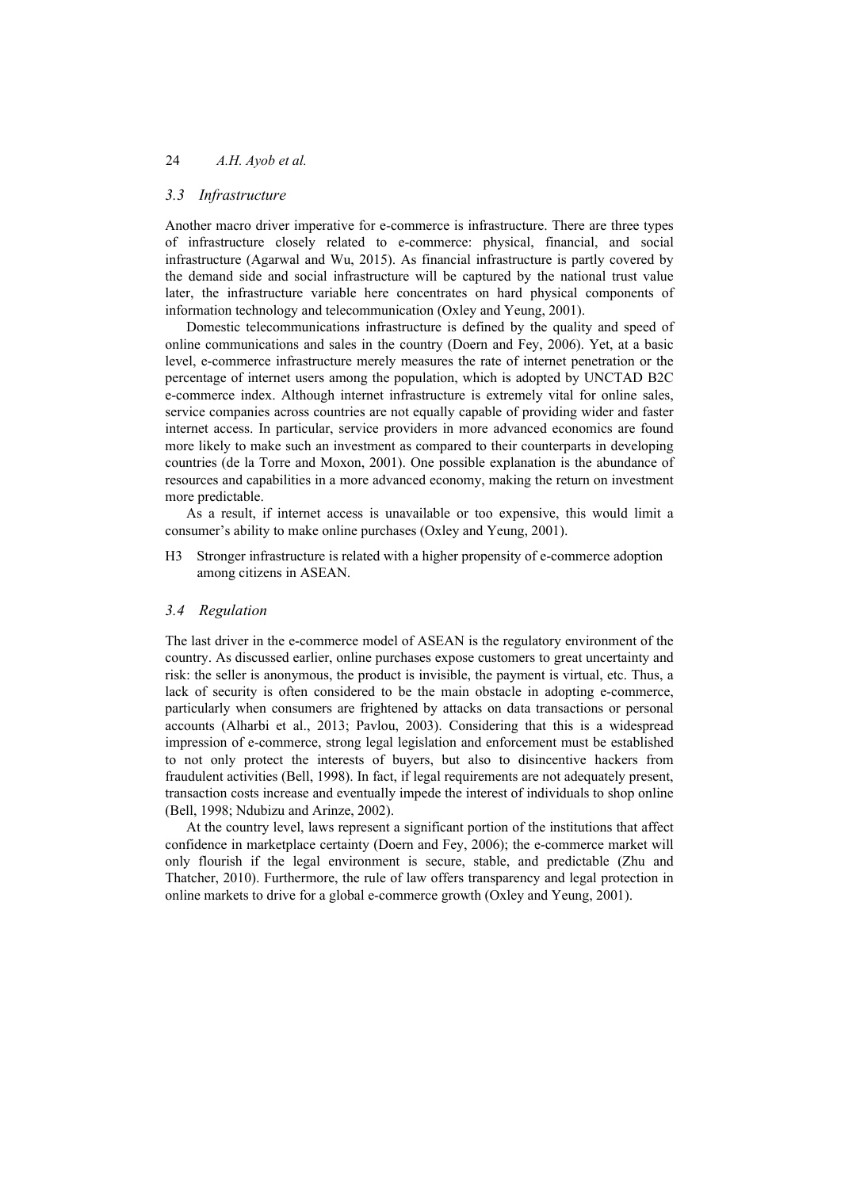### 3.3 Infrastructure

Another macro driver imperative for e-commerce is infrastructure. There are three types of infrastructure closely related to e-commerce: physical, financial, and social infrastructure (Agarwal and Wu, 2015). As financial infrastructure is partly covered by the demand side and social infrastructure will be captured by the national trust value later, the infrastructure variable here concentrates on hard physical components of information technology and telecommunication (Oxley and Yeung, 2001).

Domestic telecommunications infrastructure is defined by the quality and speed of online communications and sales in the country (Doern and Fey, 2006). Yet, at a basic level, e-commerce infrastructure merely measures the rate of internet penetration or the percentage of internet users among the population, which is adopted by UNCTAD B2C e-commerce index. Although internet infrastructure is extremely vital for online sales, service companies across countries are not equally capable of providing wider and faster internet access. In particular, service providers in more advanced economics are found more likely to make such an investment as compared to their counterparts in developing countries (de la Torre and Moxon, 2001). One possible explanation is the abundance of resources and capabilities in a more advanced economy, making the return on investment more predictable.

As a result, if internet access is unavailable or too expensive, this would limit a consumer's ability to make online purchases (Oxley and Yeung, 2001).

H3 Stronger infrastructure is related with a higher propensity of e-commerce adoption among citizens in ASEAN.

### 3.4 Regulation

The last driver in the e-commerce model of ASEAN is the regulatory environment of the country. As discussed earlier, online purchases expose customers to great uncertainty and risk: the seller is anonymous, the product is invisible, the payment is virtual, etc. Thus, a lack of security is often considered to be the main obstacle in adopting e-commerce, particularly when consumers are frightened by attacks on data transactions or personal accounts (Alharbi et al., 2013; Pavlou, 2003). Considering that this is a widespread impression of e-commerce, strong legal legislation and enforcement must be established to not only protect the interests of buyers, but also to disincentive hackers from fraudulent activities (Bell, 1998). In fact, if legal requirements are not adequately present, transaction costs increase and eventually impede the interest of individuals to shop online (Bell, 1998; Ndubizu and Arinze, 2002).

At the country level, laws represent a significant portion of the institutions that affect confidence in marketplace certainty (Doern and Fey, 2006); the e-commerce market will only flourish if the legal environment is secure, stable, and predictable (Zhu and Thatcher, 2010). Furthermore, the rule of law offers transparency and legal protection in online markets to drive for a global e-commerce growth (Oxley and Yeung, 2001).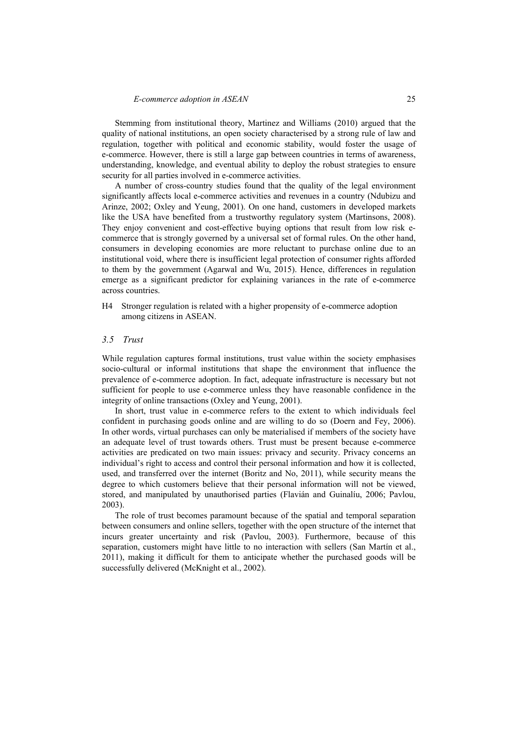Stemming from institutional theory, Martinez and Williams (2010) argued that the quality of national institutions, an open society characterised by a strong rule of law and regulation, together with political and economic stability, would foster the usage of e-commerce. However, there is still a large gap between countries in terms of awareness, understanding, knowledge, and eventual ability to deploy the robust strategies to ensure security for all parties involved in e-commerce activities.

A number of cross-country studies found that the quality of the legal environment significantly affects local e-commerce activities and revenues in a country (Ndubizu and Arinze, 2002; Oxley and Yeung, 2001). On one hand, customers in developed markets like the USA have benefited from a trustworthy regulatory system (Martinsons, 2008). They enjoy convenient and cost-effective buying options that result from low risk e-commerce that is strongly governed by a universal set of formal rules. On the other hand, consumers in developing economies are more reluctant to purchase online due to an institutional void, where there is insufficient legal protection of consumer rights afforded to them by the government (Agarwal and Wu, 2015). Hence, differences in regulation emerge as a significant predictor for explaining variances in the rate of e-commerce across countries.

H4 Stronger regulation is related with a higher propensity of e-commerce adoption among citizens in ASEAN.

### *3.5 Trust*

While regulation captures formal institutions, trust value within the society emphasises socio-cultural or informal institutions that shape the environment that influence the prevalence of e-commerce adoption. In fact, adequate infrastructure is necessary but not sufficient for people to use e-commerce unless they have reasonable confidence in the integrity of online transactions (Oxley and Yeung, 2001).

In short, trust value in e-commerce refers to the extent to which individuals feel confident in purchasing goods online and are willing to do so (Doern and Fey, 2006). In other words, virtual purchases can only be materialised if members of the society have an adequate level of trust towards others. Trust must be present because e-commerce activities are predicated on two main issues: privacy and security. Privacy concerns an individual's right to access and control their personal information and how it is collected, used, and transferred over the internet (Boritz and No, 2011), while security means the degree to which customers believe that their personal information will not be viewed, stored, and manipulated by unauthorised parties (Flavián and Guinalíu, 2006; Pavlou, 2003).

The role of trust becomes paramount because of the spatial and temporal separation between consumers and online sellers, together with the open structure of the internet that incurs greater uncertainty and risk (Pavlou, 2003). Furthermore, because of this separation, customers might have little to no interaction with sellers (San Martín et al., 2011), making it difficult for them to anticipate whether the purchased goods will be successfully delivered (McKnight et al., 2002).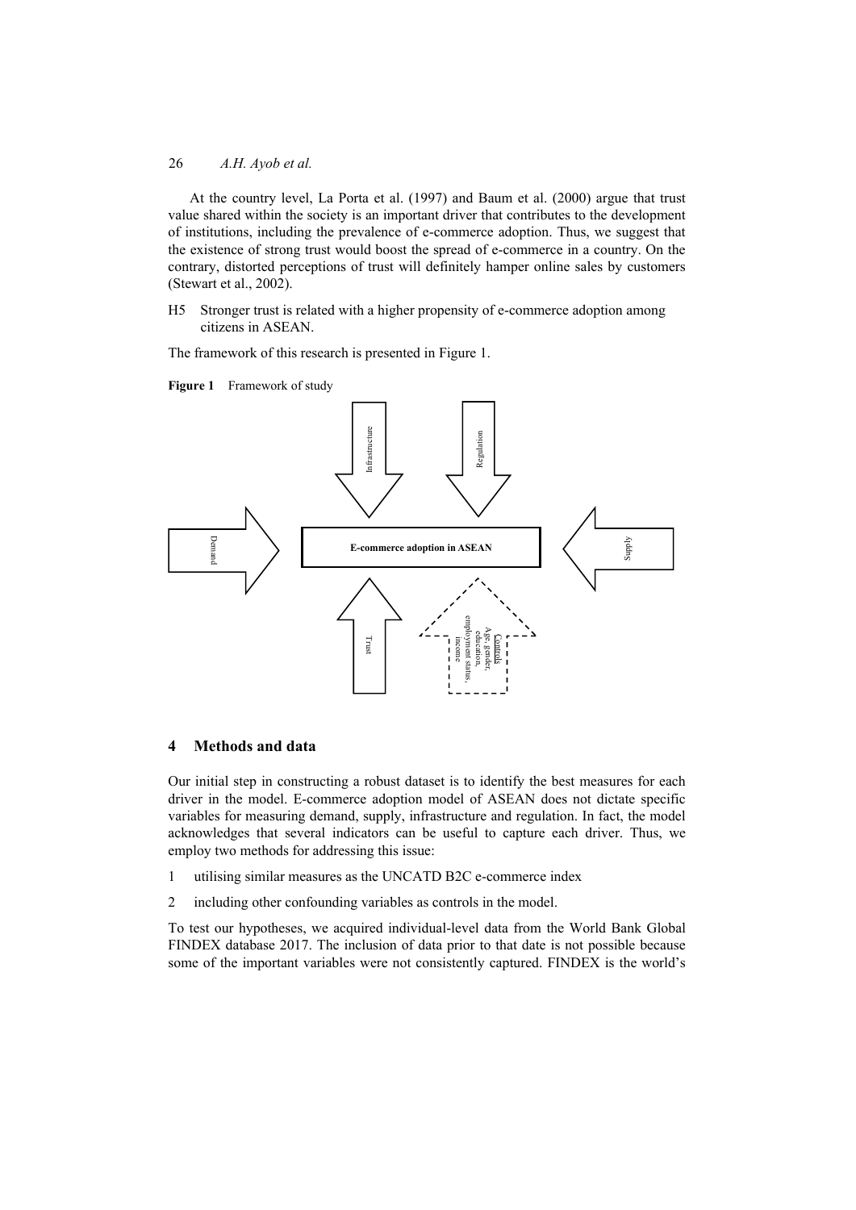At the country level, La Porta et al. (1997) and Baum et al. (2000) argue that trust value shared within the society is an important driver that contributes to the development of institutions, including the prevalence of e-commerce adoption. Thus, we suggest that the existence of strong trust would boost the spread of e-commerce in a country. On the contrary, distorted perceptions of trust will definitely hamper online sales by customers (Stewart et al., 2002).

H5 Stronger trust is related with a higher propensity of e-commerce adoption among citizens in ASEAN.

The framework of this research is presented in Figure 1.

**Figure 1** Framework of study

Infrastructure

Regulation

Demand

E-commerce adoption in ASEAN

Supply

Trust

Controls
Age, gender, education, employment status, income

## 4 Methods and data

Our initial step in constructing a robust dataset is to identify the best measures for each driver in the model. E-commerce adoption model of ASEAN does not dictate specific variables for measuring demand, supply, infrastructure and regulation. In fact, the model acknowledges that several indicators can be useful to capture each driver. Thus, we employ two methods for addressing this issue:

1. utilising similar measures as the UNCATD B2C e-commerce index
2. including other confounding variables as controls in the model.

To test our hypotheses, we acquired individual-level data from the World Bank Global FINDEX database 2017. The inclusion of data prior to that date is not possible because some of the important variables were not consistently captured. FINDEX is the world's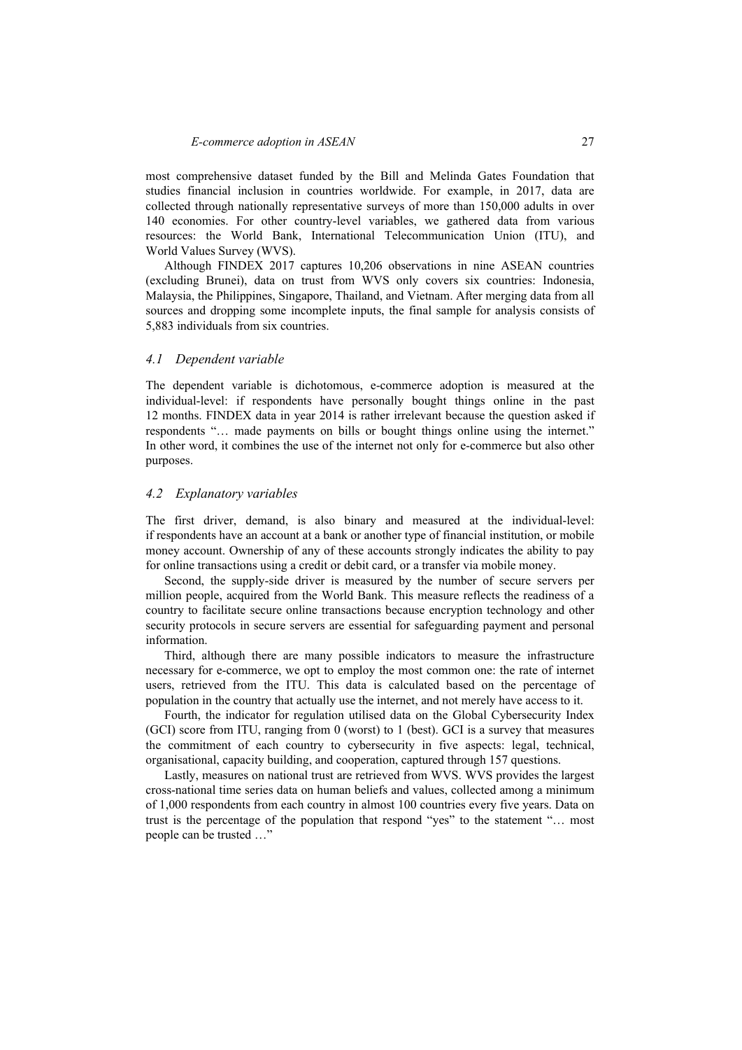most comprehensive dataset funded by the Bill and Melinda Gates Foundation that studies financial inclusion in countries worldwide. For example, in 2017, data are collected through nationally representative surveys of more than 150,000 adults in over 140 economies. For other country-level variables, we gathered data from various resources: the World Bank, International Telecommunication Union (ITU), and World Values Survey (WVS).

Although FINDEX 2017 captures 10,206 observations in nine ASEAN countries (excluding Brunei), data on trust from WVS only covers six countries: Indonesia, Malaysia, the Philippines, Singapore, Thailand, and Vietnam. After merging data from all sources and dropping some incomplete inputs, the final sample for analysis consists of 5,883 individuals from six countries.

### *4.1 Dependent variable*

The dependent variable is dichotomous, e-commerce adoption is measured at the individual-level: if respondents have personally bought things online in the past 12 months. FINDEX data in year 2014 is rather irrelevant because the question asked if respondents "… made payments on bills or bought things online using the internet." In other word, it combines the use of the internet not only for e-commerce but also other purposes.

### *4.2 Explanatory variables*

The first driver, demand, is also binary and measured at the individual-level: if respondents have an account at a bank or another type of financial institution, or mobile money account. Ownership of any of these accounts strongly indicates the ability to pay for online transactions using a credit or debit card, or a transfer via mobile money.

Second, the supply-side driver is measured by the number of secure servers per million people, acquired from the World Bank. This measure reflects the readiness of a country to facilitate secure online transactions because encryption technology and other security protocols in secure servers are essential for safeguarding payment and personal information.

Third, although there are many possible indicators to measure the infrastructure necessary for e-commerce, we opt to employ the most common one: the rate of internet users, retrieved from the ITU. This data is calculated based on the percentage of population in the country that actually use the internet, and not merely have access to it.

Fourth, the indicator for regulation utilised data on the Global Cybersecurity Index (GCI) score from ITU, ranging from 0 (worst) to 1 (best). GCI is a survey that measures the commitment of each country to cybersecurity in five aspects: legal, technical, organisational, capacity building, and cooperation, captured through 157 questions.

Lastly, measures on national trust are retrieved from WVS. WVS provides the largest cross-national time series data on human beliefs and values, collected among a minimum of 1,000 respondents from each country in almost 100 countries every five years. Data on trust is the percentage of the population that respond "yes" to the statement "… most people can be trusted …"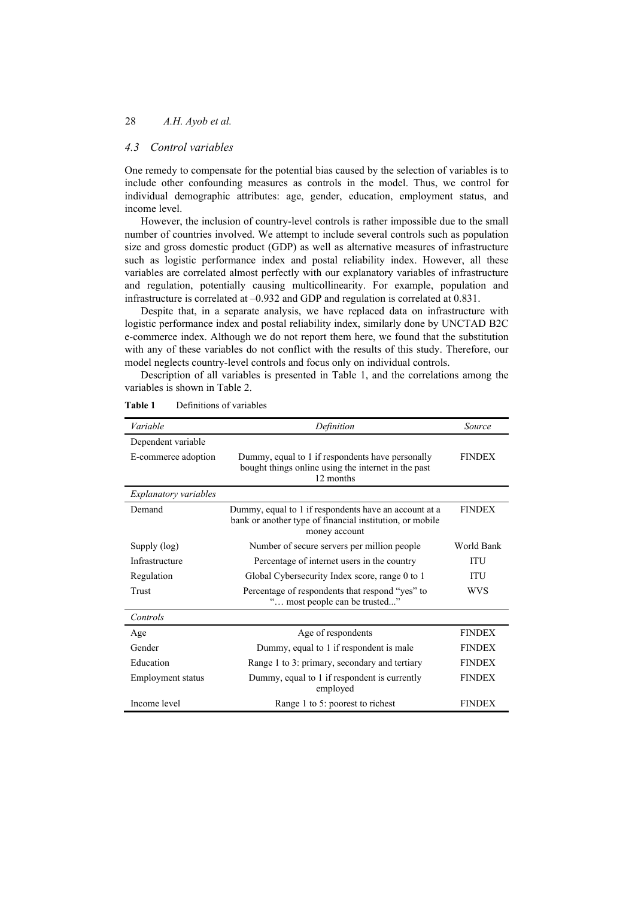### 4.3 Control variables

One remedy to compensate for the potential bias caused by the selection of variables is to include other confounding measures as controls in the model. Thus, we control for individual demographic attributes: age, gender, education, employment status, and income level.

However, the inclusion of country-level controls is rather impossible due to the small number of countries involved. We attempt to include several controls such as population size and gross domestic product (GDP) as well as alternative measures of infrastructure such as logistic performance index and postal reliability index. However, all these variables are correlated almost perfectly with our explanatory variables of infrastructure and regulation, potentially causing multicollinearity. For example, population and infrastructure is correlated at –0.932 and GDP and regulation is correlated at 0.831.

Despite that, in a separate analysis, we have replaced data on infrastructure with logistic performance index and postal reliability index, similarly done by UNCTAD B2C e-commerce index. Although we do not report them here, we found that the substitution with any of these variables do not conflict with the results of this study. Therefore, our model neglects country-level controls and focus only on individual controls.

Description of all variables is presented in Table 1, and the correlations among the variables is shown in Table 2.

**Table 1** Definitions of variables

| *Variable* | *Definition* | *Source* |
|---|---|---|
| Dependent variable | | |
| E-commerce adoption | Dummy, equal to 1 if respondents have personally bought things online using the internet in the past 12 months | FINDEX |
| *Explanatory variables* | | |
| Demand | Dummy, equal to 1 if respondents have an account at a bank or another type of financial institution, or mobile money account | FINDEX |
| Supply (log) | Number of secure servers per million people | World Bank |
| Infrastructure | Percentage of internet users in the country | ITU |
| Regulation | Global Cybersecurity Index score, range 0 to 1 | ITU |
| Trust | Percentage of respondents that respond "yes" to "… most people can be trusted..." | WVS |
| *Controls* | | |
| Age | Age of respondents | FINDEX |
| Gender | Dummy, equal to 1 if respondent is male | FINDEX |
| Education | Range 1 to 3: primary, secondary and tertiary | FINDEX |
| Employment status | Dummy, equal to 1 if respondent is currently employed | FINDEX |
| Income level | Range 1 to 5: poorest to richest | FINDEX |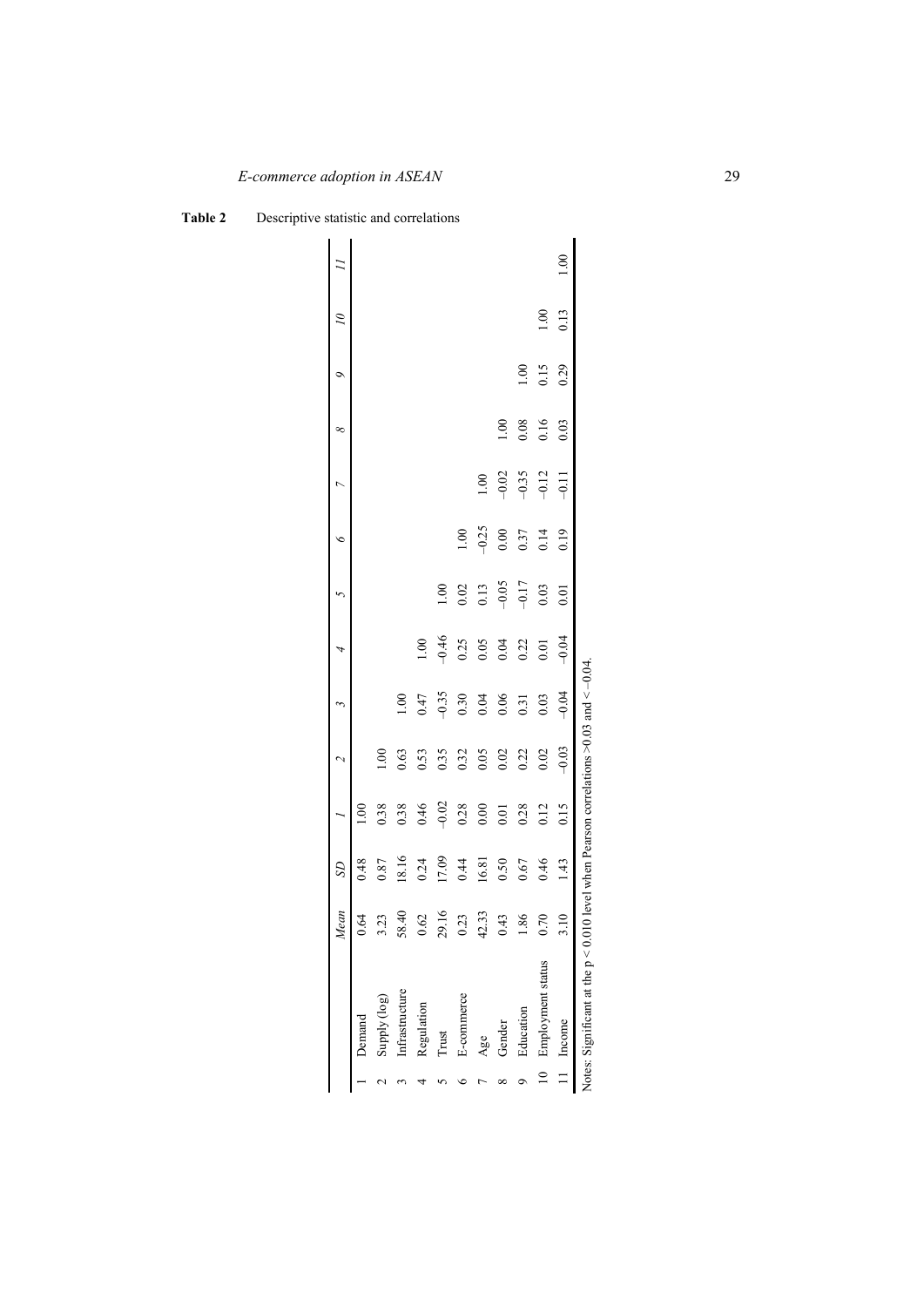**Table 2** Descriptive statistic and correlations

| | | *Mean* | *SD* | *1* | *2* | *3* | *4* | *5* | *6* | *7* | *8* | *9* | *10* | *11* |
|---|---|---|---|---|---|---|---|---|---|---|---|---|---|---|
| 1 | Demand | 0.64 | 0.48 | 1.00 | | | | | | | | | | |
| 2 | Supply (log) | 3.23 | 0.87 | 0.38 | 1.00 | | | | | | | | | |
| 3 | Infrastructure | 58.40 | 18.16 | 0.38 | 0.63 | 1.00 | | | | | | | | |
| 4 | Regulation | 0.62 | 0.24 | 0.46 | 0.53 | 0.47 | 1.00 | | | | | | | |
| 5 | Trust | 29.16 | 17.09 | –0.02 | 0.35 | –0.35 | –0.46 | 1.00 | | | | | | |
| 6 | E-commerce | 0.23 | 0.44 | 0.28 | 0.32 | 0.30 | 0.25 | 0.02 | 1.00 | | | | | |
| 7 | Age | 42.33 | 16.81 | 0.00 | 0.05 | 0.04 | 0.05 | 0.13 | –0.25 | 1.00 | | | | |
| 8 | Gender | 0.43 | 0.50 | 0.01 | 0.02 | 0.06 | 0.04 | –0.05 | 0.00 | –0.02 | 1.00 | | | |
| 9 | Education | 1.86 | 0.67 | 0.28 | 0.22 | 0.31 | 0.22 | –0.17 | 0.37 | –0.35 | 0.08 | 1.00 | | |
| 10 | Employment status | 0.70 | 0.46 | 0.12 | 0.02 | 0.03 | 0.01 | 0.03 | 0.14 | –0.12 | 0.16 | 0.15 | 1.00 | |
| 11 | Income | 3.10 | 1.43 | 0.15 | –0.03 | –0.04 | –0.04 | 0.01 | 0.19 | –0.11 | 0.03 | 0.29 | 0.13 | 1.00 |

Notes: Significant at the $p < 0.010$ level when Pearson correlations $>0.03$ and $< -0.04$.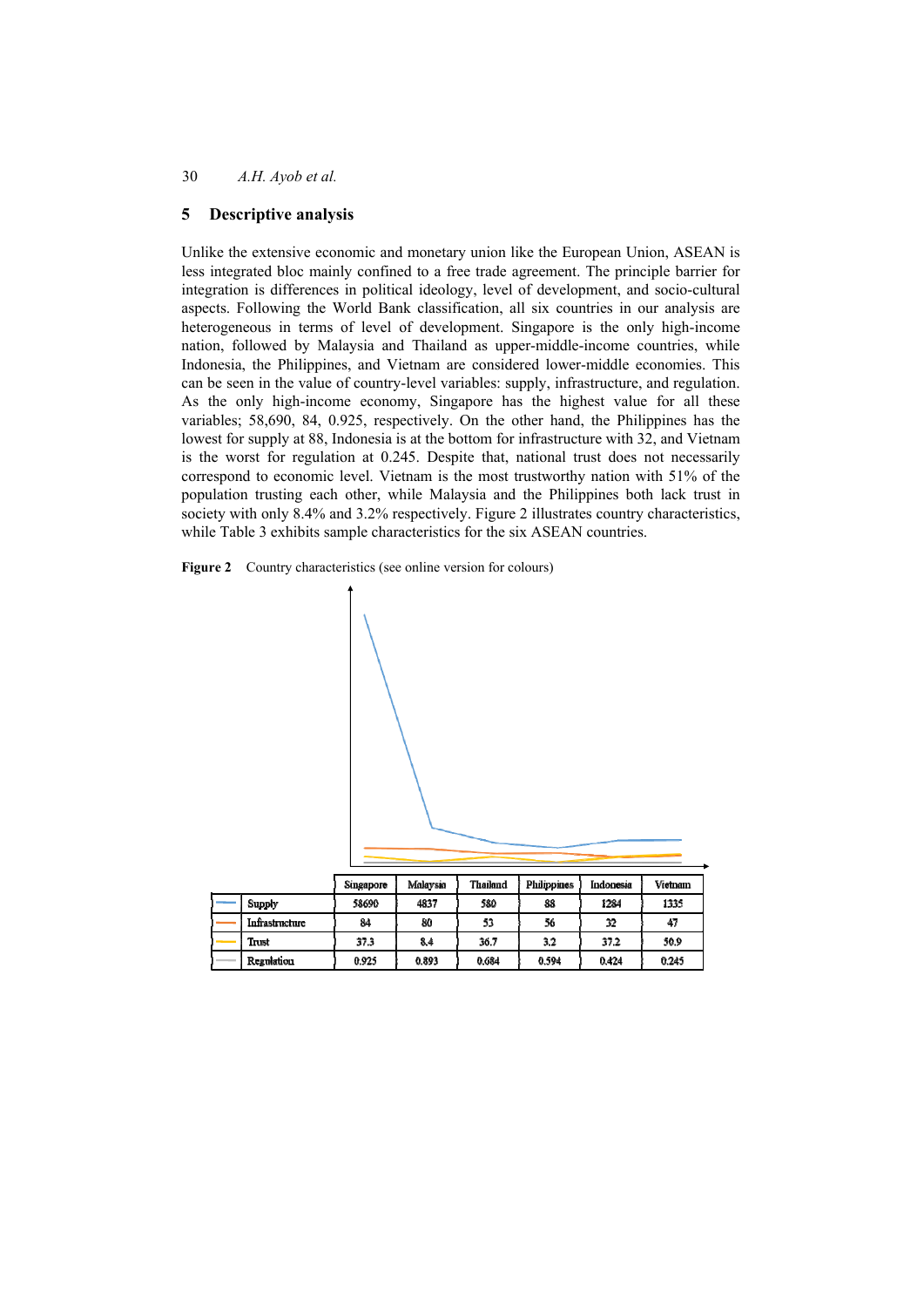## 5 Descriptive analysis

Unlike the extensive economic and monetary union like the European Union, ASEAN is less integrated bloc mainly confined to a free trade agreement. The principle barrier for integration is differences in political ideology, level of development, and socio-cultural aspects. Following the World Bank classification, all six countries in our analysis are heterogeneous in terms of level of development. Singapore is the only high-income nation, followed by Malaysia and Thailand as upper-middle-income countries, while Indonesia, the Philippines, and Vietnam are considered lower-middle economies. This can be seen in the value of country-level variables: supply, infrastructure, and regulation. As the only high-income economy, Singapore has the highest value for all these variables; 58,690, 84, 0.925, respectively. On the other hand, the Philippines has the lowest for supply at 88, Indonesia is at the bottom for infrastructure with 32, and Vietnam is the worst for regulation at 0.245. Despite that, national trust does not necessarily correspond to economic level. Vietnam is the most trustworthy nation with 51% of the population trusting each other, while Malaysia and the Philippines both lack trust in society with only 8.4% and 3.2% respectively. Figure 2 illustrates country characteristics, while Table 3 exhibits sample characteristics for the six ASEAN countries.

**Figure 2** Country characteristics (see online version for colours)

| | Singapore | Malaysia | Thailand | Philippines | Indonesia | Vietnam |
|---|---|---|---|---|---|---|
| Supply | 58690 | 4837 | 580 | 88 | 1284 | 1335 |
| Infrastructure | 84 | 80 | 53 | 56 | 32 | 47 |
| Trust | 37.3 | 8.4 | 36.7 | 3.2 | 37.2 | 50.9 |
| Regulation | 0.925 | 0.893 | 0.684 | 0.594 | 0.424 | 0.245 |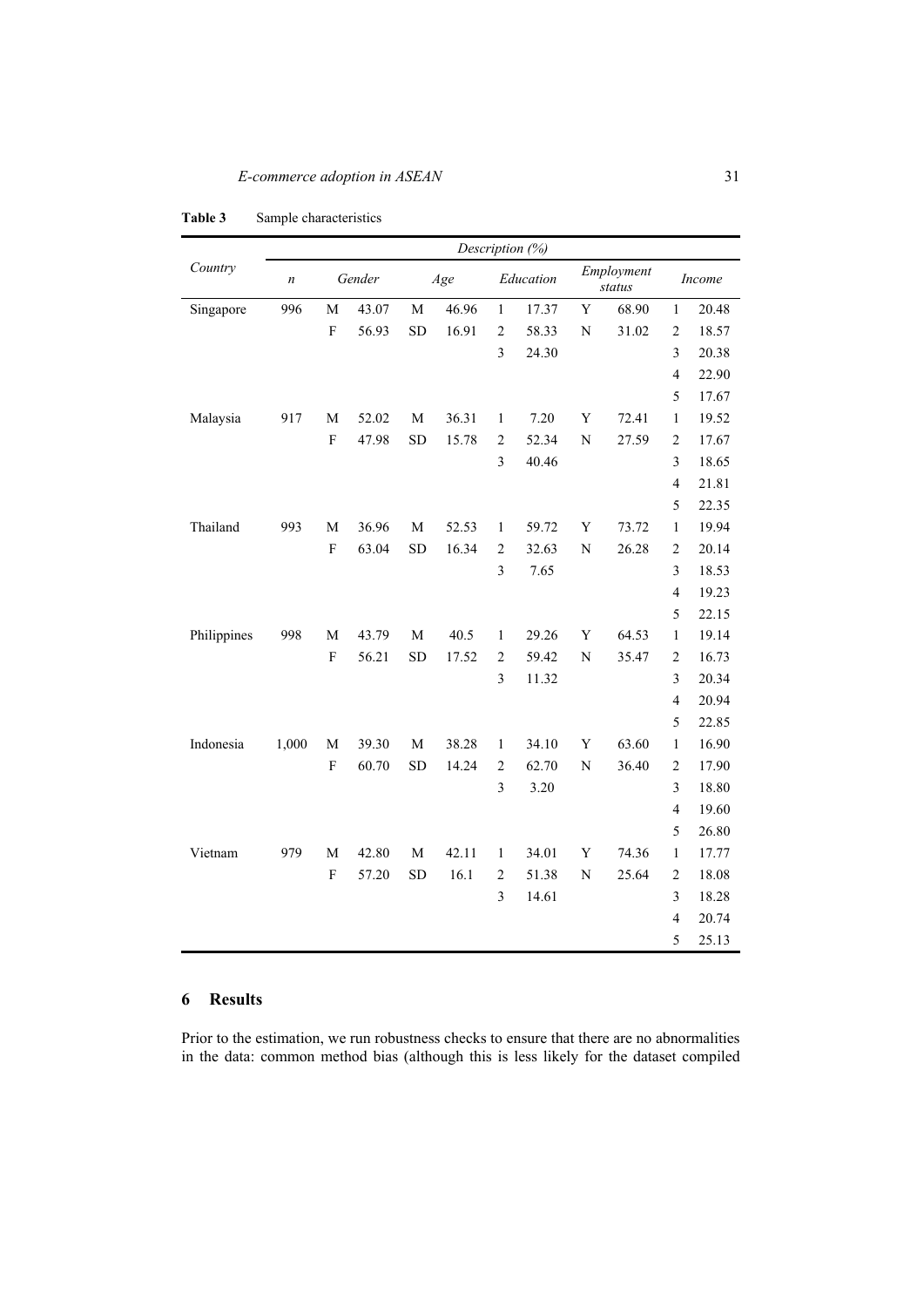**Table 3** Sample characteristics

| Country | Description (%) | | | | | | | | | | | |
|---|---|---|---|---|---|---|---|---|---|---|---|---|
| | *n* | Gender | | Age | | Education | | Employment status | | Income | |
| Singapore | 996 | M | 43.07 | M | 46.96 | 1 | 17.37 | Y | 68.90 | 1 | 20.48 |
| | | F | 56.93 | SD | 16.91 | 2 | 58.33 | N | 31.02 | 2 | 18.57 |
| | | | | | | 3 | 24.30 | | | 3 | 20.38 |
| | | | | | | | | | | 4 | 22.90 |
| | | | | | | | | | | 5 | 17.67 |
| Malaysia | 917 | M | 52.02 | M | 36.31 | 1 | 7.20 | Y | 72.41 | 1 | 19.52 |
| | | F | 47.98 | SD | 15.78 | 2 | 52.34 | N | 27.59 | 2 | 17.67 |
| | | | | | | 3 | 40.46 | | | 3 | 18.65 |
| | | | | | | | | | | 4 | 21.81 |
| | | | | | | | | | | 5 | 22.35 |
| Thailand | 993 | M | 36.96 | M | 52.53 | 1 | 59.72 | Y | 73.72 | 1 | 19.94 |
| | | F | 63.04 | SD | 16.34 | 2 | 32.63 | N | 26.28 | 2 | 20.14 |
| | | | | | | 3 | 7.65 | | | 3 | 18.53 |
| | | | | | | | | | | 4 | 19.23 |
| | | | | | | | | | | 5 | 22.15 |
| Philippines | 998 | M | 43.79 | M | 40.5 | 1 | 29.26 | Y | 64.53 | 1 | 19.14 |
| | | F | 56.21 | SD | 17.52 | 2 | 59.42 | N | 35.47 | 2 | 16.73 |
| | | | | | | 3 | 11.32 | | | 3 | 20.34 |
| | | | | | | | | | | 4 | 20.94 |
| | | | | | | | | | | 5 | 22.85 |
| Indonesia | 1,000 | M | 39.30 | M | 38.28 | 1 | 34.10 | Y | 63.60 | 1 | 16.90 |
| | | F | 60.70 | SD | 14.24 | 2 | 62.70 | N | 36.40 | 2 | 17.90 |
| | | | | | | 3 | 3.20 | | | 3 | 18.80 |
| | | | | | | | | | | 4 | 19.60 |
| | | | | | | | | | | 5 | 26.80 |
| Vietnam | 979 | M | 42.80 | M | 42.11 | 1 | 34.01 | Y | 74.36 | 1 | 17.77 |
| | | F | 57.20 | SD | 16.1 | 2 | 51.38 | N | 25.64 | 2 | 18.08 |
| | | | | | | 3 | 14.61 | | | 3 | 18.28 |
| | | | | | | | | | | 4 | 20.74 |
| | | | | | | | | | | 5 | 25.13 |

## 6 Results

Prior to the estimation, we run robustness checks to ensure that there are no abnormalities in the data: common method bias (although this is less likely for the dataset compiled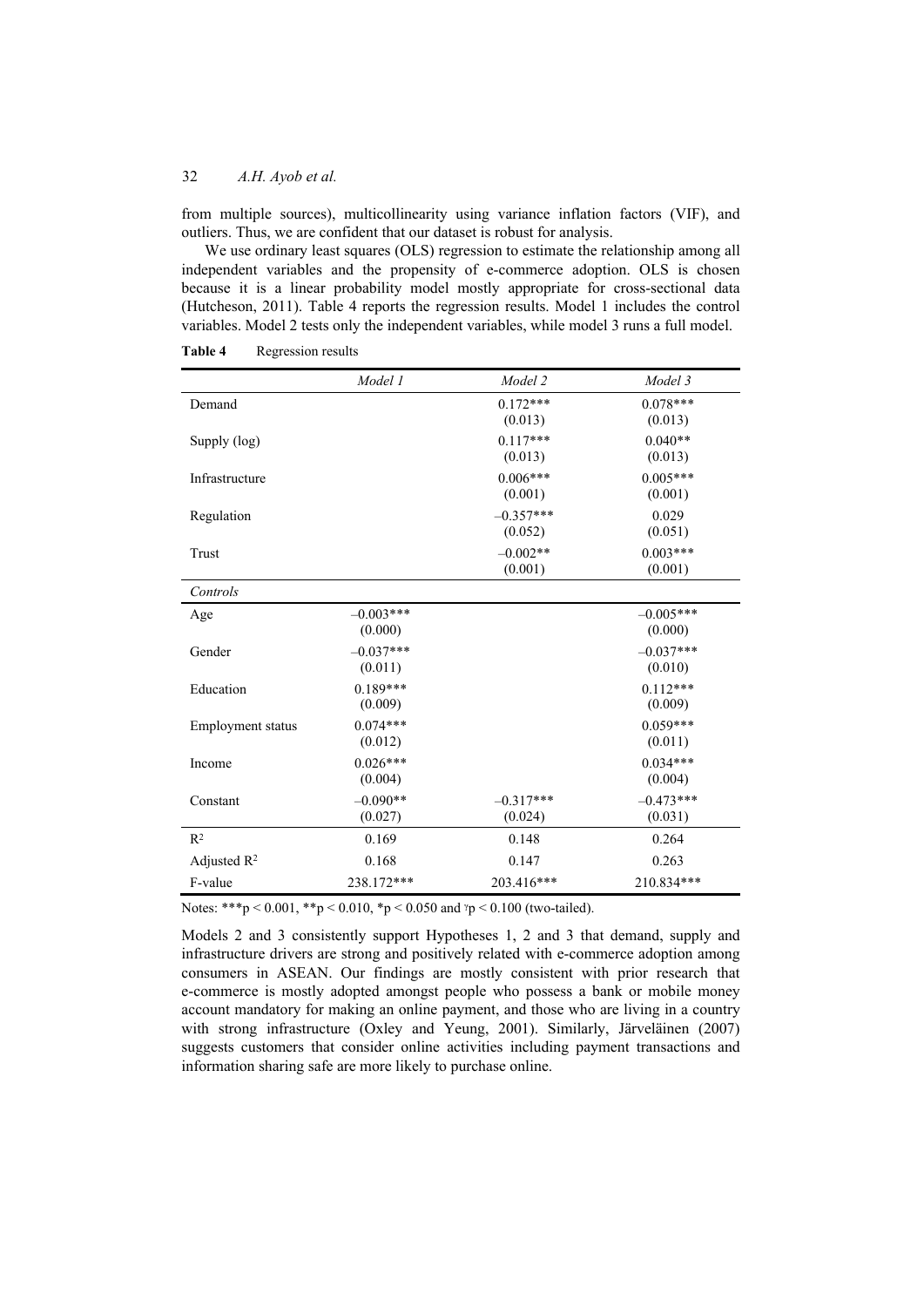from multiple sources), multicollinearity using variance inflation factors (VIF), and outliers. Thus, we are confident that our dataset is robust for analysis.

We use ordinary least squares (OLS) regression to estimate the relationship among all independent variables and the propensity of e-commerce adoption. OLS is chosen because it is a linear probability model mostly appropriate for cross-sectional data (Hutcheson, 2011). Table 4 reports the regression results. Model 1 includes the control variables. Model 2 tests only the independent variables, while model 3 runs a full model.

**Table 4** Regression results

| | *Model 1* | *Model 2* | *Model 3* |
|---|---|---|---|
| Demand | | 0.172***<br>(0.013) | 0.078***<br>(0.013) |
| Supply (log) | | 0.117***<br>(0.013) | 0.040**<br>(0.013) |
| Infrastructure | | 0.006***<br>(0.001) | 0.005***<br>(0.001) |
| Regulation | | –0.357***<br>(0.052) | 0.029<br>(0.051) |
| Trust | | –0.002**<br>(0.001) | 0.003***<br>(0.001) |
| *Controls* | | | |
| Age | –0.003***<br>(0.000) | | –0.005***<br>(0.000) |
| Gender | –0.037***<br>(0.011) | | –0.037***<br>(0.010) |
| Education | 0.189***<br>(0.009) | | 0.112***<br>(0.009) |
| Employment status | 0.074***<br>(0.012) | | 0.059***<br>(0.011) |
| Income | 0.026***<br>(0.004) | | 0.034***<br>(0.004) |
| Constant | –0.090**<br>(0.027) | –0.317***<br>(0.024) | –0.473***<br>(0.031) |
| $R^2$ | 0.169 | 0.148 | 0.264 |
| Adjusted $R^2$ | 0.168 | 0.147 | 0.263 |
| F-value | 238.172*** | 203.416*** | 210.834*** |

Notes: ***$p < 0.001$, **$p < 0.010$, *$p < 0.050$ and ⁊$p < 0.100$ (two-tailed).

Models 2 and 3 consistently support Hypotheses 1, 2 and 3 that demand, supply and infrastructure drivers are strong and positively related with e-commerce adoption among consumers in ASEAN. Our findings are mostly consistent with prior research that e-commerce is mostly adopted amongst people who possess a bank or mobile money account mandatory for making an online payment, and those who are living in a country with strong infrastructure (Oxley and Yeung, 2001). Similarly, Järveläinen (2007) suggests customers that consider online activities including payment transactions and information sharing safe are more likely to purchase online.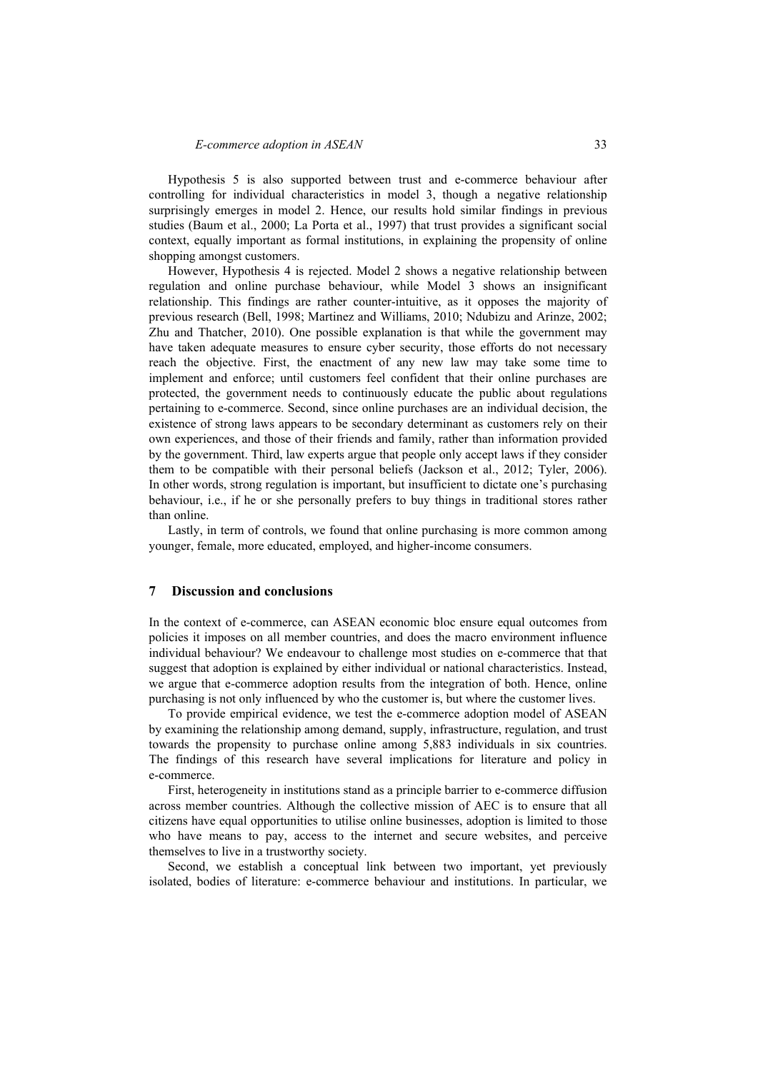Hypothesis 5 is also supported between trust and e-commerce behaviour after controlling for individual characteristics in model 3, though a negative relationship surprisingly emerges in model 2. Hence, our results hold similar findings in previous studies (Baum et al., 2000; La Porta et al., 1997) that trust provides a significant social context, equally important as formal institutions, in explaining the propensity of online shopping amongst customers.

However, Hypothesis 4 is rejected. Model 2 shows a negative relationship between regulation and online purchase behaviour, while Model 3 shows an insignificant relationship. This findings are rather counter-intuitive, as it opposes the majority of previous research (Bell, 1998; Martinez and Williams, 2010; Ndubizu and Arinze, 2002; Zhu and Thatcher, 2010). One possible explanation is that while the government may have taken adequate measures to ensure cyber security, those efforts do not necessary reach the objective. First, the enactment of any new law may take some time to implement and enforce; until customers feel confident that their online purchases are protected, the government needs to continuously educate the public about regulations pertaining to e-commerce. Second, since online purchases are an individual decision, the existence of strong laws appears to be secondary determinant as customers rely on their own experiences, and those of their friends and family, rather than information provided by the government. Third, law experts argue that people only accept laws if they consider them to be compatible with their personal beliefs (Jackson et al., 2012; Tyler, 2006). In other words, strong regulation is important, but insufficient to dictate one's purchasing behaviour, i.e., if he or she personally prefers to buy things in traditional stores rather than online.

Lastly, in term of controls, we found that online purchasing is more common among younger, female, more educated, employed, and higher-income consumers.

## 7 Discussion and conclusions

In the context of e-commerce, can ASEAN economic bloc ensure equal outcomes from policies it imposes on all member countries, and does the macro environment influence individual behaviour? We endeavour to challenge most studies on e-commerce that that suggest that adoption is explained by either individual or national characteristics. Instead, we argue that e-commerce adoption results from the integration of both. Hence, online purchasing is not only influenced by who the customer is, but where the customer lives.

To provide empirical evidence, we test the e-commerce adoption model of ASEAN by examining the relationship among demand, supply, infrastructure, regulation, and trust towards the propensity to purchase online among 5,883 individuals in six countries. The findings of this research have several implications for literature and policy in e-commerce.

First, heterogeneity in institutions stand as a principle barrier to e-commerce diffusion across member countries. Although the collective mission of AEC is to ensure that all citizens have equal opportunities to utilise online businesses, adoption is limited to those who have means to pay, access to the internet and secure websites, and perceive themselves to live in a trustworthy society.

Second, we establish a conceptual link between two important, yet previously isolated, bodies of literature: e-commerce behaviour and institutions. In particular, we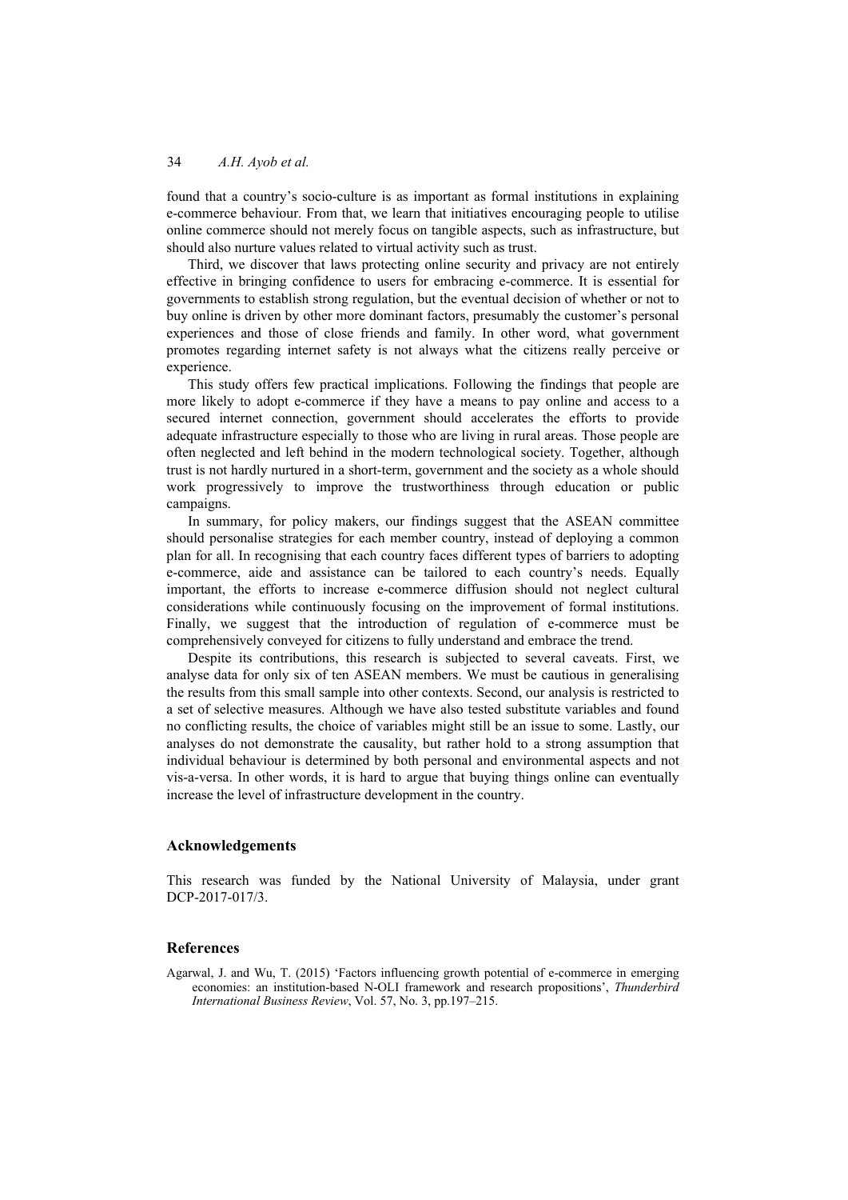found that a country's socio-culture is as important as formal institutions in explaining e-commerce behaviour. From that, we learn that initiatives encouraging people to utilise online commerce should not merely focus on tangible aspects, such as infrastructure, but should also nurture values related to virtual activity such as trust.

Third, we discover that laws protecting online security and privacy are not entirely effective in bringing confidence to users for embracing e-commerce. It is essential for governments to establish strong regulation, but the eventual decision of whether or not to buy online is driven by other more dominant factors, presumably the customer's personal experiences and those of close friends and family. In other word, what government promotes regarding internet safety is not always what the citizens really perceive or experience.

This study offers few practical implications. Following the findings that people are more likely to adopt e-commerce if they have a means to pay online and access to a secured internet connection, government should accelerates the efforts to provide adequate infrastructure especially to those who are living in rural areas. Those people are often neglected and left behind in the modern technological society. Together, although trust is not hardly nurtured in a short-term, government and the society as a whole should work progressively to improve the trustworthiness through education or public campaigns.

In summary, for policy makers, our findings suggest that the ASEAN committee should personalise strategies for each member country, instead of deploying a common plan for all. In recognising that each country faces different types of barriers to adopting e-commerce, aide and assistance can be tailored to each country's needs. Equally important, the efforts to increase e-commerce diffusion should not neglect cultural considerations while continuously focusing on the improvement of formal institutions. Finally, we suggest that the introduction of regulation of e-commerce must be comprehensively conveyed for citizens to fully understand and embrace the trend.

Despite its contributions, this research is subjected to several caveats. First, we analyse data for only six of ten ASEAN members. We must be cautious in generalising the results from this small sample into other contexts. Second, our analysis is restricted to a set of selective measures. Although we have also tested substitute variables and found no conflicting results, the choice of variables might still be an issue to some. Lastly, our analyses do not demonstrate the causality, but rather hold to a strong assumption that individual behaviour is determined by both personal and environmental aspects and not vis-a-versa. In other words, it is hard to argue that buying things online can eventually increase the level of infrastructure development in the country.

## Acknowledgements

This research was funded by the National University of Malaysia, under grant DCP-2017-017/3.

## References

Agarwal, J. and Wu, T. (2015) 'Factors influencing growth potential of e-commerce in emerging economies: an institution-based N-OLI framework and research propositions', *Thunderbird International Business Review*, Vol. 57, No. 3, pp.197–215.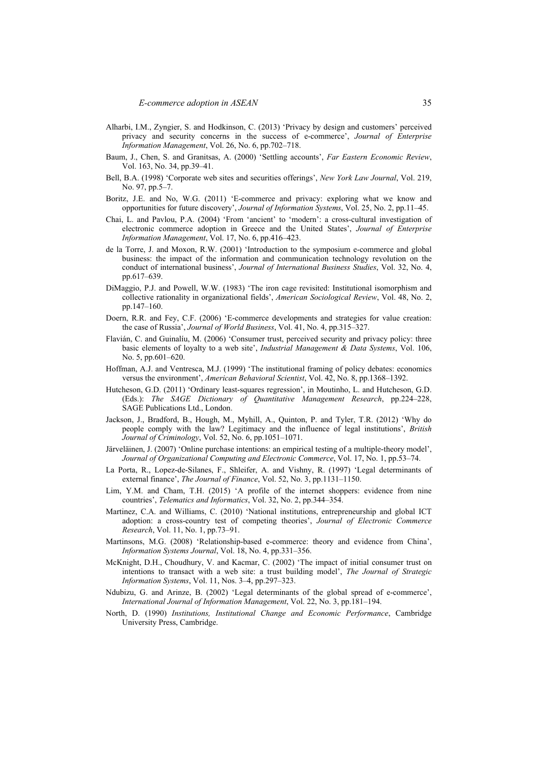Alharbi, I.M., Zyngier, S. and Hodkinson, C. (2013) 'Privacy by design and customers' perceived privacy and security concerns in the success of e-commerce', *Journal of Enterprise Information Management*, Vol. 26, No. 6, pp.702–718.

Baum, J., Chen, S. and Granitsas, A. (2000) 'Settling accounts', *Far Eastern Economic Review*, Vol. 163, No. 34, pp.39–41.

Bell, B.A. (1998) 'Corporate web sites and securities offerings', *New York Law Journal*, Vol. 219, No. 97, pp.5–7.

Boritz, J.E. and No, W.G. (2011) 'E-commerce and privacy: exploring what we know and opportunities for future discovery', *Journal of Information Systems*, Vol. 25, No. 2, pp.11–45.

Chai, L. and Pavlou, P.A. (2004) 'From 'ancient' to 'modern': a cross-cultural investigation of electronic commerce adoption in Greece and the United States', *Journal of Enterprise Information Management*, Vol. 17, No. 6, pp.416–423.

de la Torre, J. and Moxon, R.W. (2001) 'Introduction to the symposium e-commerce and global business: the impact of the information and communication technology revolution on the conduct of international business', *Journal of International Business Studies*, Vol. 32, No. 4, pp.617–639.

DiMaggio, P.J. and Powell, W.W. (1983) 'The iron cage revisited: Institutional isomorphism and collective rationality in organizational fields', *American Sociological Review*, Vol. 48, No. 2, pp.147–160.

Doern, R.R. and Fey, C.F. (2006) 'E-commerce developments and strategies for value creation: the case of Russia', *Journal of World Business*, Vol. 41, No. 4, pp.315–327.

Flavián, C. and Guinalíu, M. (2006) 'Consumer trust, perceived security and privacy policy: three basic elements of loyalty to a web site', *Industrial Management & Data Systems*, Vol. 106, No. 5, pp.601–620.

Hoffman, A.J. and Ventresca, M.J. (1999) 'The institutional framing of policy debates: economics versus the environment', *American Behavioral Scientist*, Vol. 42, No. 8, pp.1368–1392.

Hutcheson, G.D. (2011) 'Ordinary least-squares regression', in Moutinho, L. and Hutcheson, G.D. (Eds.): *The SAGE Dictionary of Quantitative Management Research*, pp.224–228, SAGE Publications Ltd., London.

Jackson, J., Bradford, B., Hough, M., Myhill, A., Quinton, P. and Tyler, T.R. (2012) 'Why do people comply with the law? Legitimacy and the influence of legal institutions', *British Journal of Criminology*, Vol. 52, No. 6, pp.1051–1071.

Järveläinen, J. (2007) 'Online purchase intentions: an empirical testing of a multiple-theory model', *Journal of Organizational Computing and Electronic Commerce*, Vol. 17, No. 1, pp.53–74.

La Porta, R., Lopez-de-Silanes, F., Shleifer, A. and Vishny, R. (1997) 'Legal determinants of external finance', *The Journal of Finance*, Vol. 52, No. 3, pp.1131–1150.

Lim, Y.M. and Cham, T.H. (2015) 'A profile of the internet shoppers: evidence from nine countries', *Telematics and Informatics*, Vol. 32, No. 2, pp.344–354.

Martinez, C.A. and Williams, C. (2010) 'National institutions, entrepreneurship and global ICT adoption: a cross-country test of competing theories', *Journal of Electronic Commerce Research*, Vol. 11, No. 1, pp.73–91.

Martinsons, M.G. (2008) 'Relationship-based e-commerce: theory and evidence from China', *Information Systems Journal*, Vol. 18, No. 4, pp.331–356.

McKnight, D.H., Choudhury, V. and Kacmar, C. (2002) 'The impact of initial consumer trust on intentions to transact with a web site: a trust building model', *The Journal of Strategic Information Systems*, Vol. 11, Nos. 3–4, pp.297–323.

Ndubizu, G. and Arinze, B. (2002) 'Legal determinants of the global spread of e-commerce', *International Journal of Information Management*, Vol. 22, No. 3, pp.181–194.

North, D. (1990) *Institutions, Institutional Change and Economic Performance*, Cambridge University Press, Cambridge.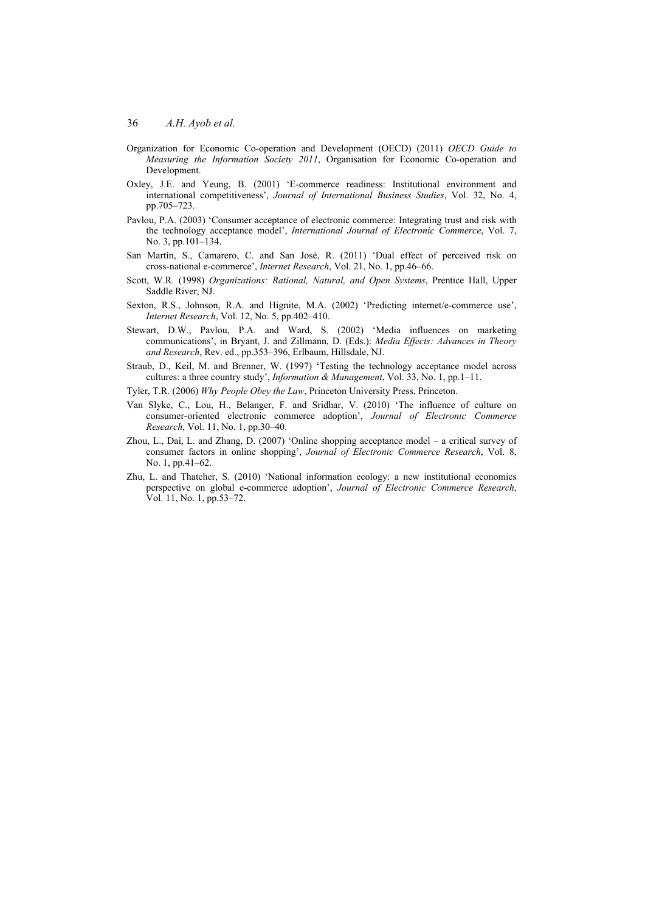Organization for Economic Co-operation and Development (OECD) (2011) *OECD Guide to Measuring the Information Society 2011*, Organisation for Economic Co-operation and Development.

Oxley, J.E. and Yeung, B. (2001) 'E-commerce readiness: Institutional environment and international competitiveness', *Journal of International Business Studies*, Vol. 32, No. 4, pp.705–723.

Pavlou, P.A. (2003) 'Consumer acceptance of electronic commerce: Integrating trust and risk with the technology acceptance model', *International Journal of Electronic Commerce*, Vol. 7, No. 3, pp.101–134.

San Martín, S., Camarero, C. and San José, R. (2011) 'Dual effect of perceived risk on cross-national e-commerce', *Internet Research*, Vol. 21, No. 1, pp.46–66.

Scott, W.R. (1998) *Organizations: Rational, Natural, and Open Systems*, Prentice Hall, Upper Saddle River, NJ.

Sexton, R.S., Johnson, R.A. and Hignite, M.A. (2002) 'Predicting internet/e-commerce use', *Internet Research*, Vol. 12, No. 5, pp.402–410.

Stewart, D.W., Pavlou, P.A. and Ward, S. (2002) 'Media influences on marketing communications', in Bryant, J. and Zillmann, D. (Eds.): *Media Effects: Advances in Theory and Research*, Rev. ed., pp.353–396, Erlbaum, Hillsdale, NJ.

Straub, D., Keil, M. and Brenner, W. (1997) 'Testing the technology acceptance model across cultures: a three country study', *Information & Management*, Vol. 33, No. 1, pp.1–11.

Tyler, T.R. (2006) *Why People Obey the Law*, Princeton University Press, Princeton.

Van Slyke, C., Lou, H., Belanger, F. and Sridhar, V. (2010) 'The influence of culture on consumer-oriented electronic commerce adoption', *Journal of Electronic Commerce Research*, Vol. 11, No. 1, pp.30–40.

Zhou, L., Dai, L. and Zhang, D. (2007) 'Online shopping acceptance model – a critical survey of consumer factors in online shopping', *Journal of Electronic Commerce Research*, Vol. 8, No. 1, pp.41–62.

Zhu, L. and Thatcher, S. (2010) 'National information ecology: a new institutional economics perspective on global e-commerce adoption', *Journal of Electronic Commerce Research*, Vol. 11, No. 1, pp.53–72.